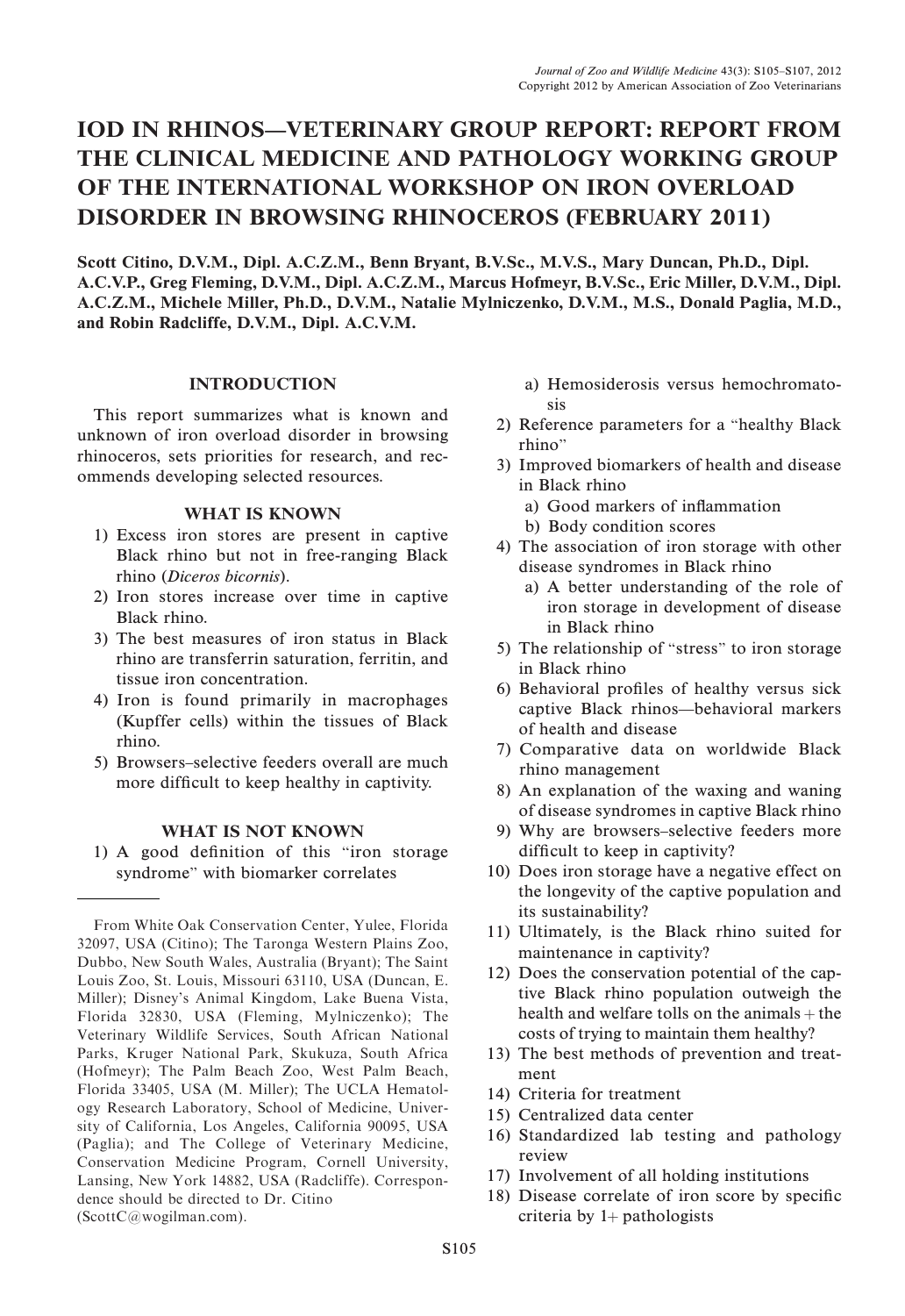# IOD IN RHINOS—VETERINARY GROUP REPORT: REPORT FROM THE CLINICAL MEDICINE AND PATHOLOGY WORKING GROUP OF THE INTERNATIONAL WORKSHOP ON IRON OVERLOAD DISORDER IN BROWSING RHINOCEROS (FEBRUARY 2011)

**Scott Citino, D.V.M., Dipl. A.C.Z.M., Benn Bryant, B.V.Sc., M.V.S., Mary Duncan, Ph.D., Dipl. A.C.V.P., Greg Fleming, D.V.M., Dipl. A.C.Z.M., Marcus Hofmeyr, B.V.Sc., Eric Miller, D.V.M., Dipl. A.C.Z.M., Michele Miller, Ph.D., D.V.M., Natalie Mylniczenko, D.V.M., M.S., Donald Paglia, M.D., and Robin Radcliffe, D.V.M., Dipl. A.C.V.M.**

## INTRODUCTION

This report summarizes what is known and unknown of iron overload disorder in browsing rhinoceros, sets priorities for research, and recommends developing selected resources.

## WHAT IS KNOWN

1) Excess iron stores are present in captive Black rhino but not in free-ranging Black rhino (*Diceros bicornis*).
2) Iron stores increase over time in captive Black rhino.
3) The best measures of iron status in Black rhino are transferrin saturation, ferritin, and tissue iron concentration.
4) Iron is found primarily in macrophages (Kupffer cells) within the tissues of Black rhino.
5) Browsers–selective feeders overall are much more difficult to keep healthy in captivity.

## WHAT IS NOT KNOWN

1) A good definition of this "iron storage syndrome" with biomarker correlates
   a) Hemosiderosis versus hemochromatosis
2) Reference parameters for a "healthy Black rhino"
3) Improved biomarkers of health and disease in Black rhino
   a) Good markers of inflammation
   b) Body condition scores
4) The association of iron storage with other disease syndromes in Black rhino
   a) A better understanding of the role of iron storage in development of disease in Black rhino
5) The relationship of "stress" to iron storage in Black rhino
6) Behavioral profiles of healthy versus sick captive Black rhinos—behavioral markers of health and disease
7) Comparative data on worldwide Black rhino management
8) An explanation of the waxing and waning of disease syndromes in captive Black rhino
9) Why are browsers–selective feeders more difficult to keep in captivity?
10) Does iron storage have a negative effect on the longevity of the captive population and its sustainability?
11) Ultimately, is the Black rhino suited for maintenance in captivity?
12) Does the conservation potential of the captive Black rhino population outweigh the health and welfare tolls on the animals + the costs of trying to maintain them healthy?
13) The best methods of prevention and treatment
14) Criteria for treatment
15) Centralized data center
16) Standardized lab testing and pathology review
17) Involvement of all holding institutions
18) Disease correlate of iron score by specific criteria by 1+ pathologists

---

From White Oak Conservation Center, Yulee, Florida 32097, USA (Citino); The Taronga Western Plains Zoo, Dubbo, New South Wales, Australia (Bryant); The Saint Louis Zoo, St. Louis, Missouri 63110, USA (Duncan, E. Miller); Disney's Animal Kingdom, Lake Buena Vista, Florida 32830, USA (Fleming, Mylniczenko); The Veterinary Wildlife Services, South African National Parks, Kruger National Park, Skukuza, South Africa (Hofmeyr); The Palm Beach Zoo, West Palm Beach, Florida 33405, USA (M. Miller); The UCLA Hematology Research Laboratory, School of Medicine, University of California, Los Angeles, California 90095, USA (Paglia); and The College of Veterinary Medicine, Conservation Medicine Program, Cornell University, Lansing, New York 14882, USA (Radcliffe). Correspondence should be directed to Dr. Citino (ScottC@wogilman.com).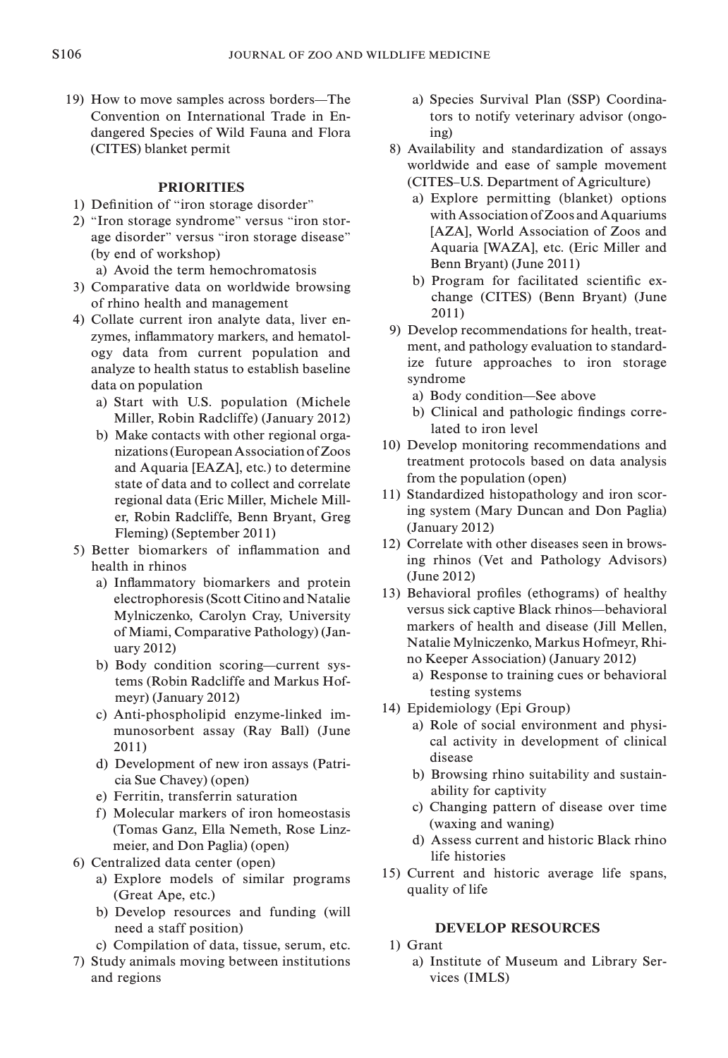19) How to move samples across borders—The Convention on International Trade in Endangered Species of Wild Fauna and Flora (CITES) blanket permit

## PRIORITIES

1) Definition of "iron storage disorder"
2) "Iron storage syndrome" versus "iron storage disorder" versus "iron storage disease" (by end of workshop)
   a) Avoid the term hemochromatosis
3) Comparative data on worldwide browsing of rhino health and management
4) Collate current iron analyte data, liver enzymes, inflammatory markers, and hematology data from current population and analyze to health status to establish baseline data on population
   a) Start with U.S. population (Michele Miller, Robin Radcliffe) (January 2012)
   b) Make contacts with other regional organizations (European Association of Zoos and Aquaria [EAZA], etc.) to determine state of data and to collect and correlate regional data (Eric Miller, Michele Miller, Robin Radcliffe, Benn Bryant, Greg Fleming) (September 2011)
5) Better biomarkers of inflammation and health in rhinos
   a) Inflammatory biomarkers and protein electrophoresis (Scott Citino and Natalie Mylniczenko, Carolyn Cray, University of Miami, Comparative Pathology) (January 2012)
   b) Body condition scoring—current systems (Robin Radcliffe and Markus Hofmeyr) (January 2012)
   c) Anti-phospholipid enzyme-linked immunosorbent assay (Ray Ball) (June 2011)
   d) Development of new iron assays (Patricia Sue Chavey) (open)
   e) Ferritin, transferrin saturation
   f) Molecular markers of iron homeostasis (Tomas Ganz, Ella Nemeth, Rose Linzmeier, and Don Paglia) (open)
6) Centralized data center (open)
   a) Explore models of similar programs (Great Ape, etc.)
   b) Develop resources and funding (will need a staff position)
   c) Compilation of data, tissue, serum, etc.
7) Study animals moving between institutions and regions
   a) Species Survival Plan (SSP) Coordinators to notify veterinary advisor (ongoing)
8) Availability and standardization of assays worldwide and ease of sample movement (CITES–U.S. Department of Agriculture)
   a) Explore permitting (blanket) options with Association of Zoos and Aquariums [AZA], World Association of Zoos and Aquaria [WAZA], etc. (Eric Miller and Benn Bryant) (June 2011)
   b) Program for facilitated scientific exchange (CITES) (Benn Bryant) (June 2011)
9) Develop recommendations for health, treatment, and pathology evaluation to standardize future approaches to iron storage syndrome
   a) Body condition—See above
   b) Clinical and pathologic findings correlated to iron level
10) Develop monitoring recommendations and treatment protocols based on data analysis from the population (open)
11) Standardized histopathology and iron scoring system (Mary Duncan and Don Paglia) (January 2012)
12) Correlate with other diseases seen in browsing rhinos (Vet and Pathology Advisors) (June 2012)
13) Behavioral profiles (ethograms) of healthy versus sick captive Black rhinos—behavioral markers of health and disease (Jill Mellen, Natalie Mylniczenko, Markus Hofmeyr, Rhino Keeper Association) (January 2012)
    a) Response to training cues or behavioral testing systems
14) Epidemiology (Epi Group)
    a) Role of social environment and physical activity in development of clinical disease
    b) Browsing rhino suitability and sustainability for captivity
    c) Changing pattern of disease over time (waxing and waning)
    d) Assess current and historic Black rhino life histories
15) Current and historic average life spans, quality of life

## DEVELOP RESOURCES

1) Grant
   a) Institute of Museum and Library Services (IMLS)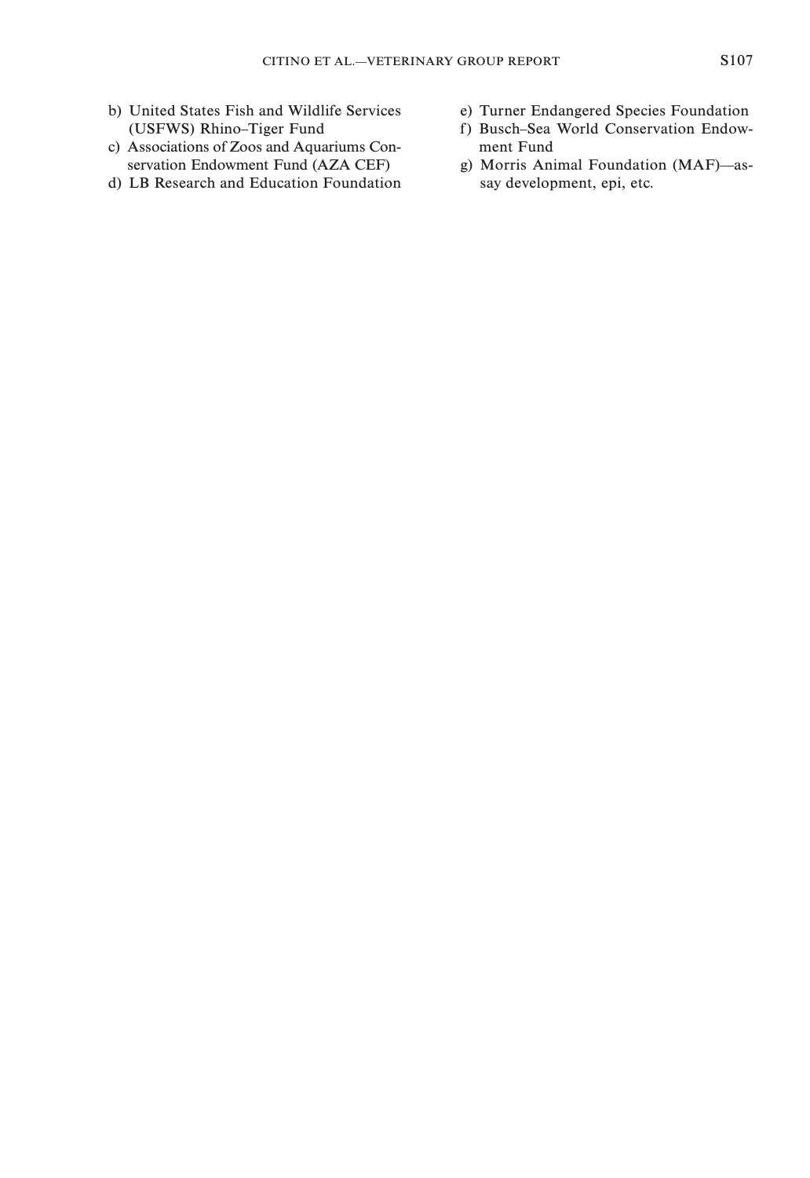- b) United States Fish and Wildlife Services (USFWS) Rhino–Tiger Fund
- c) Associations of Zoos and Aquariums Conservation Endowment Fund (AZA CEF)
- d) LB Research and Education Foundation
- e) Turner Endangered Species Foundation
- f) Busch–Sea World Conservation Endowment Fund
- g) Morris Animal Foundation (MAF)—assay development, epi, etc.